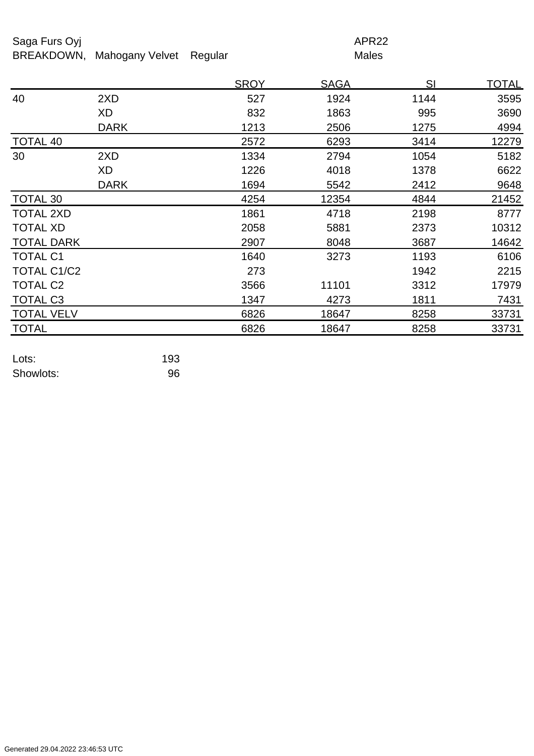Saga Furs Oyj APR22

BREAKDOWN, Mahogany Velvet Regular Males

| | | SROY | SAGA | SI | TOTAL |
|---|---|---|---|---|---|
| 40 | 2XD | 527 | 1924 | 1144 | 3595 |
| | XD | 832 | 1863 | 995 | 3690 |
| | DARK | 1213 | 2506 | 1275 | 4994 |
| TOTAL 40 | | 2572 | 6293 | 3414 | 12279 |
| 30 | 2XD | 1334 | 2794 | 1054 | 5182 |
| | XD | 1226 | 4018 | 1378 | 6622 |
| | DARK | 1694 | 5542 | 2412 | 9648 |
| TOTAL 30 | | 4254 | 12354 | 4844 | 21452 |
| TOTAL 2XD | | 1861 | 4718 | 2198 | 8777 |
| TOTAL XD | | 2058 | 5881 | 2373 | 10312 |
| TOTAL DARK | | 2907 | 8048 | 3687 | 14642 |
| TOTAL C1 | | 1640 | 3273 | 1193 | 6106 |
| TOTAL C1/C2 | | 273 | | 1942 | 2215 |
| TOTAL C2 | | 3566 | 11101 | 3312 | 17979 |
| TOTAL C3 | | 1347 | 4273 | 1811 | 7431 |
| TOTAL VELV | | 6826 | 18647 | 8258 | 33731 |
| TOTAL | | 6826 | 18647 | 8258 | 33731 |

Lots: 193

Showlots: 96

Generated 29.04.2022 23:46:53 UTC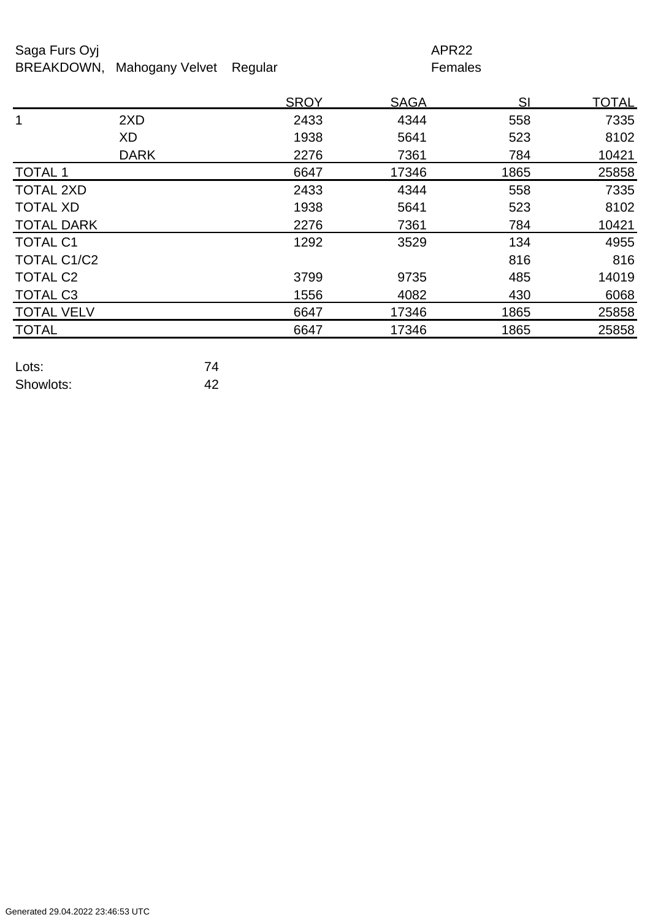Saga Furs Oyj — APR22

BREAKDOWN, Mahogany Velvet Regular — Females

| | | SROY | SAGA | SI | TOTAL |
|---|---|---|---|---|---|
| 1 | 2XD | 2433 | 4344 | 558 | 7335 |
| | XD | 1938 | 5641 | 523 | 8102 |
| | DARK | 2276 | 7361 | 784 | 10421 |
| TOTAL 1 | | 6647 | 17346 | 1865 | 25858 |
| TOTAL 2XD | | 2433 | 4344 | 558 | 7335 |
| TOTAL XD | | 1938 | 5641 | 523 | 8102 |
| TOTAL DARK | | 2276 | 7361 | 784 | 10421 |
| TOTAL C1 | | 1292 | 3529 | 134 | 4955 |
| TOTAL C1/C2 | | | | 816 | 816 |
| TOTAL C2 | | 3799 | 9735 | 485 | 14019 |
| TOTAL C3 | | 1556 | 4082 | 430 | 6068 |
| TOTAL VELV | | 6647 | 17346 | 1865 | 25858 |
| TOTAL | | 6647 | 17346 | 1865 | 25858 |

Lots: 74

Showlots: 42

Generated 29.04.2022 23:46:53 UTC